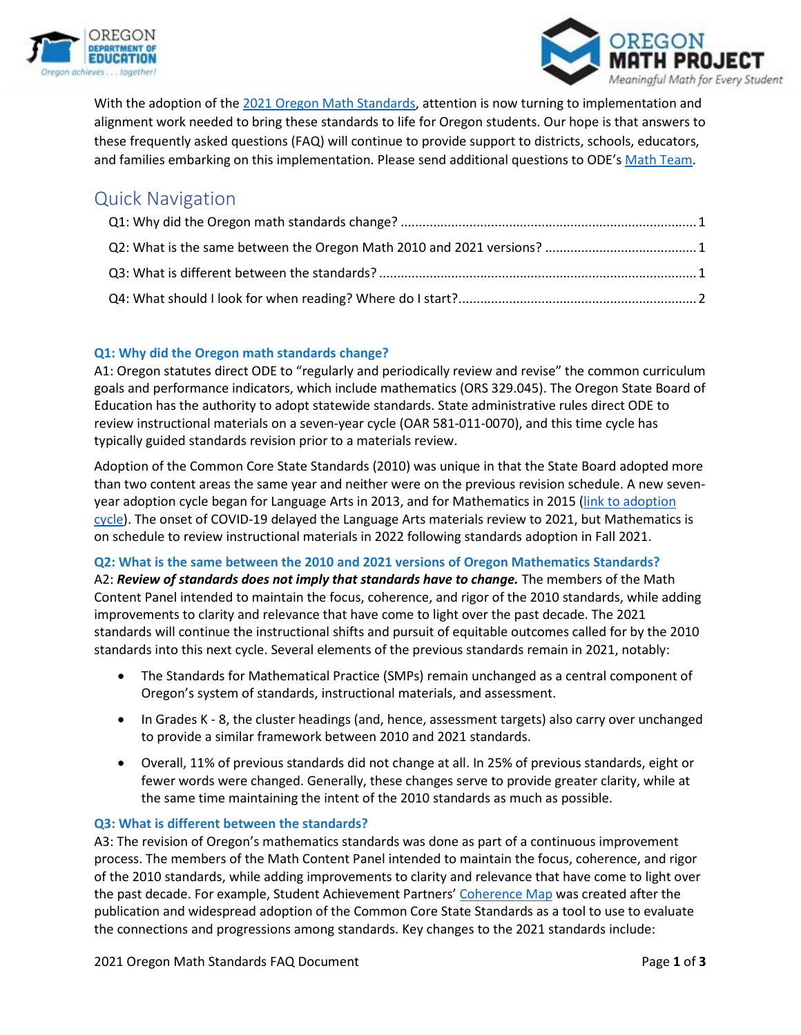With the adoption of the 2021 Oregon Math Standards, attention is now turning to implementation and alignment work needed to bring these standards to life for Oregon students. Our hope is that answers to these frequently asked questions (FAQ) will continue to provide support to districts, schools, educators, and families embarking on this implementation. Please send additional questions to ODE's Math Team.

## Quick Navigation

Q1: Why did the Oregon math standards change? ..... 1

Q2: What is the same between the Oregon Math 2010 and 2021 versions? ..... 1

Q3: What is different between the standards? ..... 1

Q4: What should I look for when reading? Where do I start? ..... 2

### Q1: Why did the Oregon math standards change?

A1: Oregon statutes direct ODE to "regularly and periodically review and revise" the common curriculum goals and performance indicators, which include mathematics (ORS 329.045). The Oregon State Board of Education has the authority to adopt statewide standards. State administrative rules direct ODE to review instructional materials on a seven-year cycle (OAR 581-011-0070), and this time cycle has typically guided standards revision prior to a materials review.

Adoption of the Common Core State Standards (2010) was unique in that the State Board adopted more than two content areas the same year and neither were on the previous revision schedule. A new seven-year adoption cycle began for Language Arts in 2013, and for Mathematics in 2015 (link to adoption cycle). The onset of COVID-19 delayed the Language Arts materials review to 2021, but Mathematics is on schedule to review instructional materials in 2022 following standards adoption in Fall 2021.

### Q2: What is the same between the 2010 and 2021 versions of Oregon Mathematics Standards?

A2: ***Review of standards does not imply that standards have to change.*** The members of the Math Content Panel intended to maintain the focus, coherence, and rigor of the 2010 standards, while adding improvements to clarity and relevance that have come to light over the past decade. The 2021 standards will continue the instructional shifts and pursuit of equitable outcomes called for by the 2010 standards into this next cycle. Several elements of the previous standards remain in 2021, notably:

- The Standards for Mathematical Practice (SMPs) remain unchanged as a central component of Oregon's system of standards, instructional materials, and assessment.
- In Grades K - 8, the cluster headings (and, hence, assessment targets) also carry over unchanged to provide a similar framework between 2010 and 2021 standards.
- Overall, 11% of previous standards did not change at all. In 25% of previous standards, eight or fewer words were changed. Generally, these changes serve to provide greater clarity, while at the same time maintaining the intent of the 2010 standards as much as possible.

### Q3: What is different between the standards?

A3: The revision of Oregon's mathematics standards was done as part of a continuous improvement process. The members of the Math Content Panel intended to maintain the focus, coherence, and rigor of the 2010 standards, while adding improvements to clarity and relevance that have come to light over the past decade. For example, Student Achievement Partners' Coherence Map was created after the publication and widespread adoption of the Common Core State Standards as a tool to use to evaluate the connections and progressions among standards. Key changes to the 2021 standards include: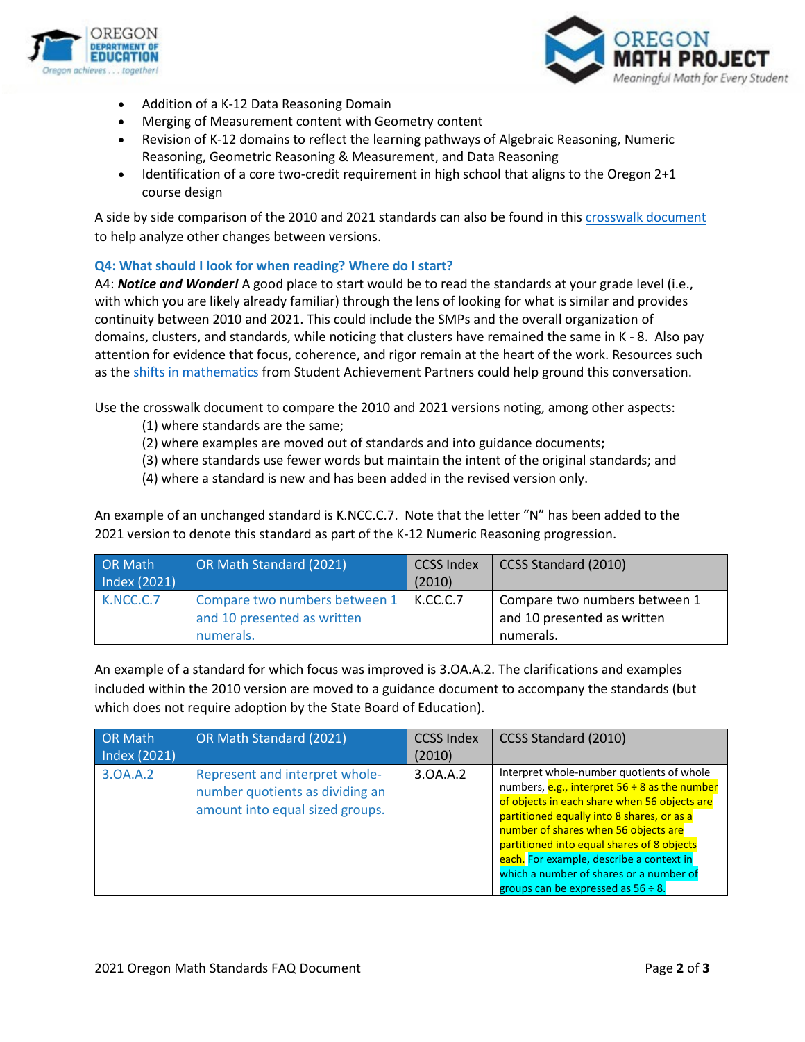- Addition of a K-12 Data Reasoning Domain
- Merging of Measurement content with Geometry content
- Revision of K-12 domains to reflect the learning pathways of Algebraic Reasoning, Numeric Reasoning, Geometric Reasoning & Measurement, and Data Reasoning
- Identification of a core two-credit requirement in high school that aligns to the Oregon 2+1 course design

A side by side comparison of the 2010 and 2021 standards can also be found in this crosswalk document to help analyze other changes between versions.

### Q4: What should I look for when reading? Where do I start?

A4: ***Notice and Wonder!*** A good place to start would be to read the standards at your grade level (i.e., with which you are likely already familiar) through the lens of looking for what is similar and provides continuity between 2010 and 2021. This could include the SMPs and the overall organization of domains, clusters, and standards, while noticing that clusters have remained the same in K - 8. Also pay attention for evidence that focus, coherence, and rigor remain at the heart of the work. Resources such as the shifts in mathematics from Student Achievement Partners could help ground this conversation.

Use the crosswalk document to compare the 2010 and 2021 versions noting, among other aspects:

(1) where standards are the same;
(2) where examples are moved out of standards and into guidance documents;
(3) where standards use fewer words but maintain the intent of the original standards; and
(4) where a standard is new and has been added in the revised version only.

An example of an unchanged standard is K.NCC.C.7. Note that the letter "N" has been added to the 2021 version to denote this standard as part of the K-12 Numeric Reasoning progression.

| OR Math Index (2021) | OR Math Standard (2021) | CCSS Index (2010) | CCSS Standard (2010) |
|---|---|---|---|
| K.NCC.C.7 | Compare two numbers between 1 and 10 presented as written numerals. | K.CC.C.7 | Compare two numbers between 1 and 10 presented as written numerals. |

An example of a standard for which focus was improved is 3.OA.A.2. The clarifications and examples included within the 2010 version are moved to a guidance document to accompany the standards (but which does not require adoption by the State Board of Education).

| OR Math Index (2021) | OR Math Standard (2021) | CCSS Index (2010) | CCSS Standard (2010) |
|---|---|---|---|
| 3.OA.A.2 | Represent and interpret whole-number quotients as dividing an amount into equal sized groups. | 3.OA.A.2 | Interpret whole-number quotients of whole numbers, e.g., interpret 56 ÷ 8 as the number of objects in each share when 56 objects are partitioned equally into 8 shares, or as a number of shares when 56 objects are partitioned into equal shares of 8 objects each. For example, describe a context in which a number of shares or a number of groups can be expressed as 56 ÷ 8. |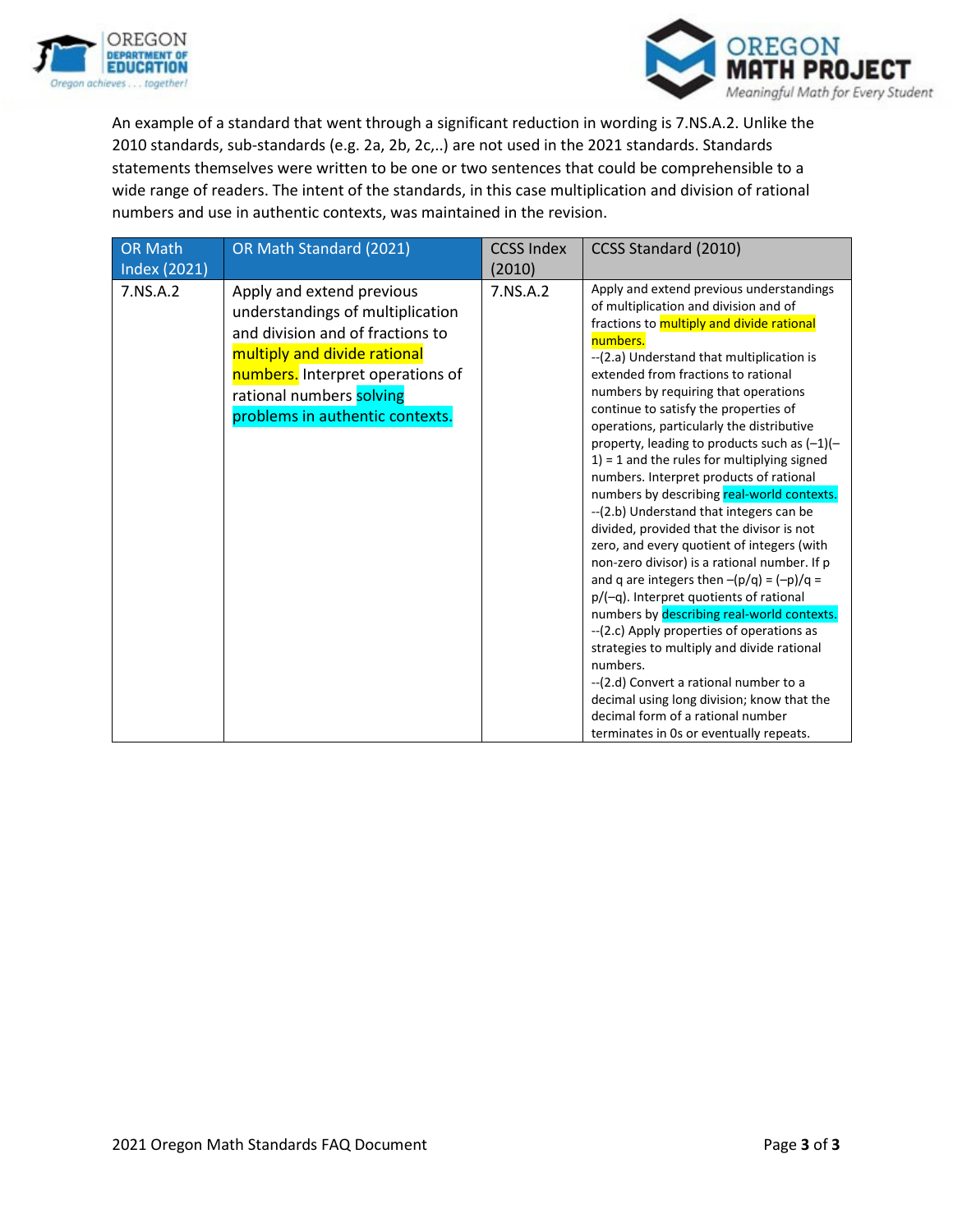An example of a standard that went through a significant reduction in wording is 7.NS.A.2. Unlike the 2010 standards, sub-standards (e.g. 2a, 2b, 2c,..) are not used in the 2021 standards. Standards statements themselves were written to be one or two sentences that could be comprehensible to a wide range of readers. The intent of the standards, in this case multiplication and division of rational numbers and use in authentic contexts, was maintained in the revision.

| OR Math Index (2021) | OR Math Standard (2021) | CCSS Index (2010) | CCSS Standard (2010) |
|---|---|---|---|
| 7.NS.A.2 | Apply and extend previous understandings of multiplication and division and of fractions to multiply and divide rational numbers. Interpret operations of rational numbers solving problems in authentic contexts. | 7.NS.A.2 | Apply and extend previous understandings of multiplication and division and of fractions to multiply and divide rational numbers. --(2.a) Understand that multiplication is extended from fractions to rational numbers by requiring that operations continue to satisfy the properties of operations, particularly the distributive property, leading to products such as $(-1)(-1) = 1$ and the rules for multiplying signed numbers. Interpret products of rational numbers by describing real-world contexts. --(2.b) Understand that integers can be divided, provided that the divisor is not zero, and every quotient of integers (with non-zero divisor) is a rational number. If p and q are integers then $-(p/q) = (-p)/q = p/(-q)$. Interpret quotients of rational numbers by describing real-world contexts. --(2.c) Apply properties of operations as strategies to multiply and divide rational numbers. --(2.d) Convert a rational number to a decimal using long division; know that the decimal form of a rational number terminates in 0s or eventually repeats. |